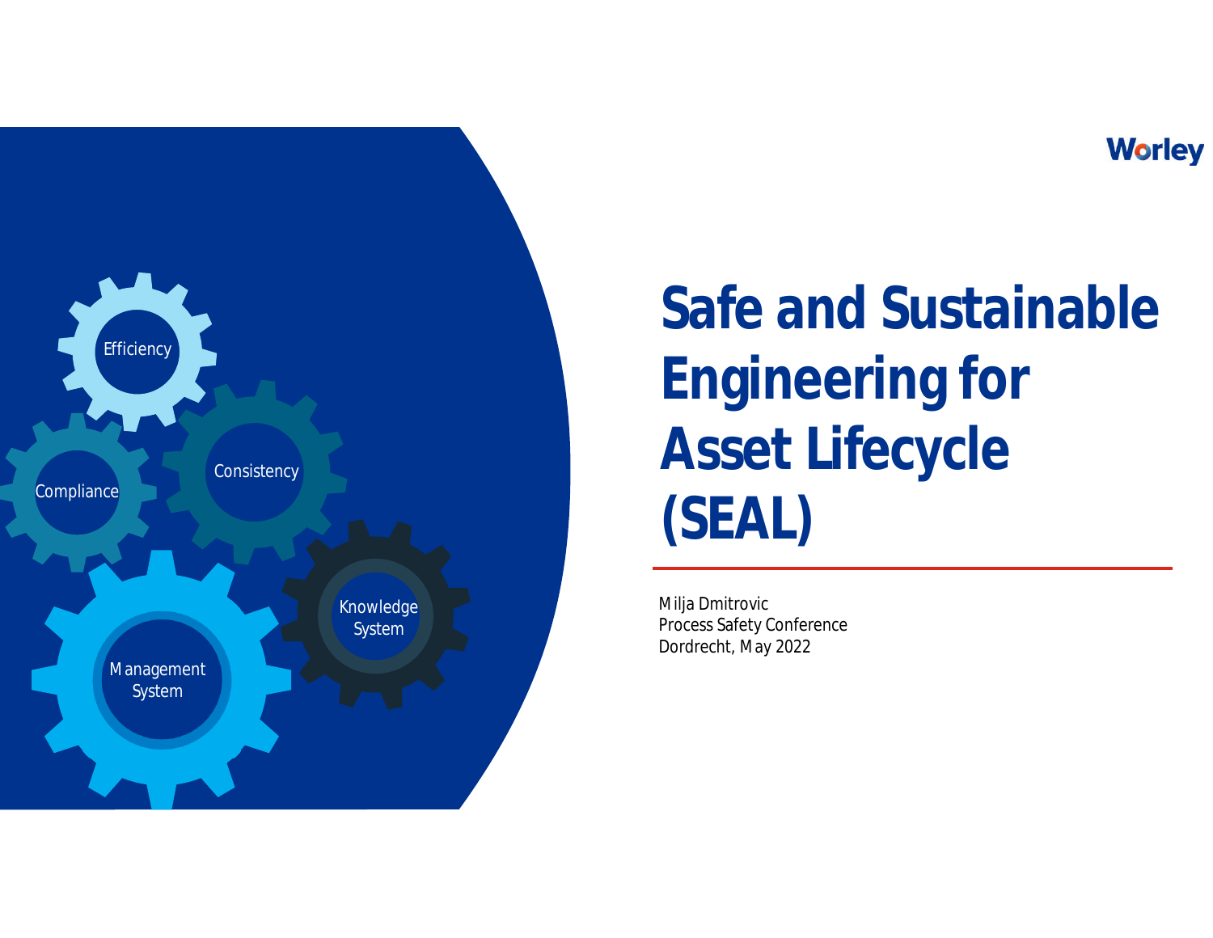Efficiency

Compliance

Consistency

Knowledge System

Management System

Worley

# Safe and Sustainable Engineering for Asset Lifecycle (SEAL)

Milja Dmitrovic
Process Safety Conference
Dordrecht, May 2022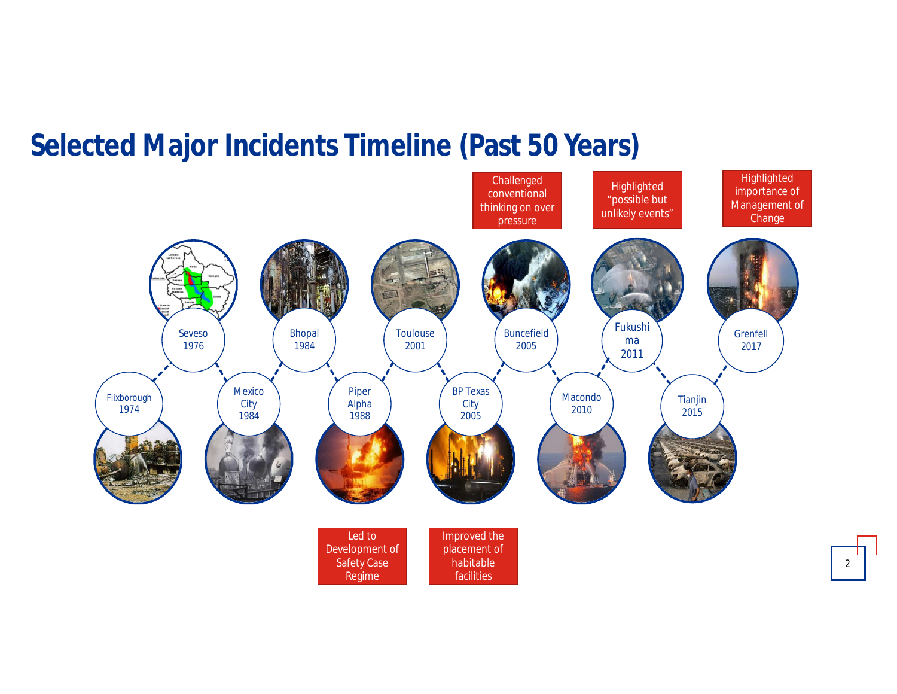# Selected Major Incidents Timeline (Past 50 Years)

- Flixborough 1974
- Seveso 1976
- Mexico City 1984
- Bhopal 1984
- Piper Alpha 1988 — Led to Development of Safety Case Regime
- Toulouse 2001
- BP Texas City 2005 — Improved the placement of habitable facilities
- Buncefield 2005 — Challenged conventional thinking on over pressure
- Macondo 2010
- Fukushima 2011 — Highlighted "possible but unlikely events"
- Tianjin 2015
- Grenfell 2017 — Highlighted importance of Management of Change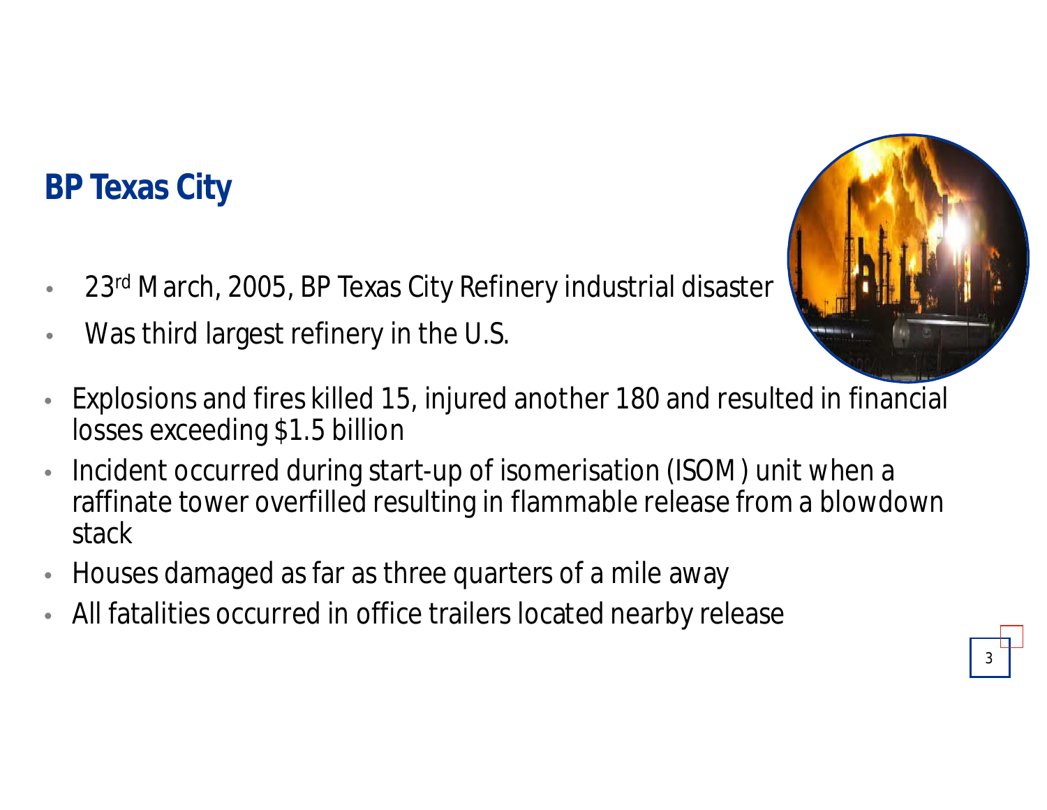## BP Texas City

- 23rd March, 2005, BP Texas City Refinery industrial disaster
- Was third largest refinery in the U.S.
- Explosions and fires killed 15, injured another 180 and resulted in financial losses exceeding $1.5 billion
- Incident occurred during start-up of isomerisation (ISOM) unit when a raffinate tower overfilled resulting in flammable release from a blowdown stack
- Houses damaged as far as three quarters of a mile away
- All fatalities occurred in office trailers located nearby release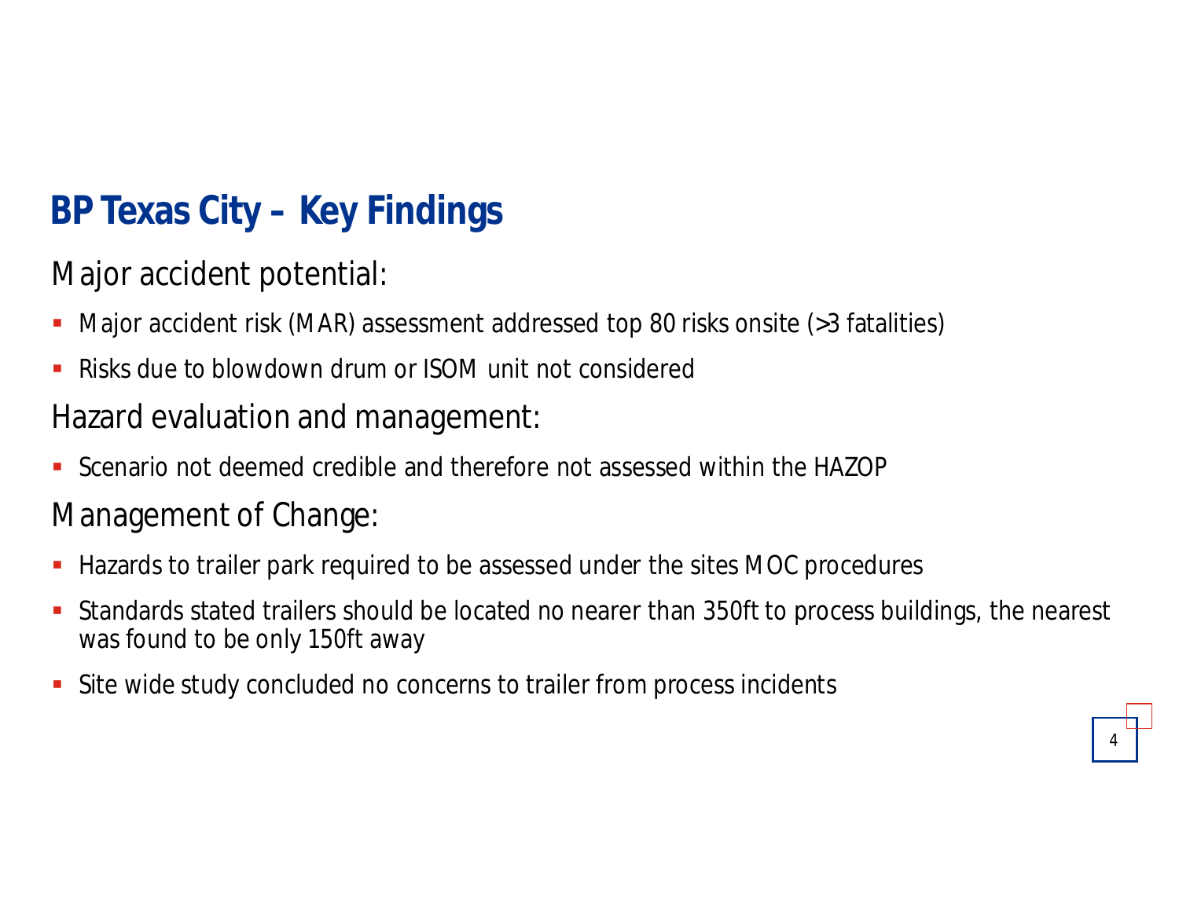# BP Texas City – Key Findings

Major accident potential:

- Major accident risk (MAR) assessment addressed top 80 risks onsite (>3 fatalities)
- Risks due to blowdown drum or ISOM unit not considered

Hazard evaluation and management:

- Scenario not deemed credible and therefore not assessed within the HAZOP

Management of Change:

- Hazards to trailer park required to be assessed under the sites MOC procedures
- Standards stated trailers should be located no nearer than 350ft to process buildings, the nearest was found to be only 150ft away
- Site wide study concluded no concerns to trailer from process incidents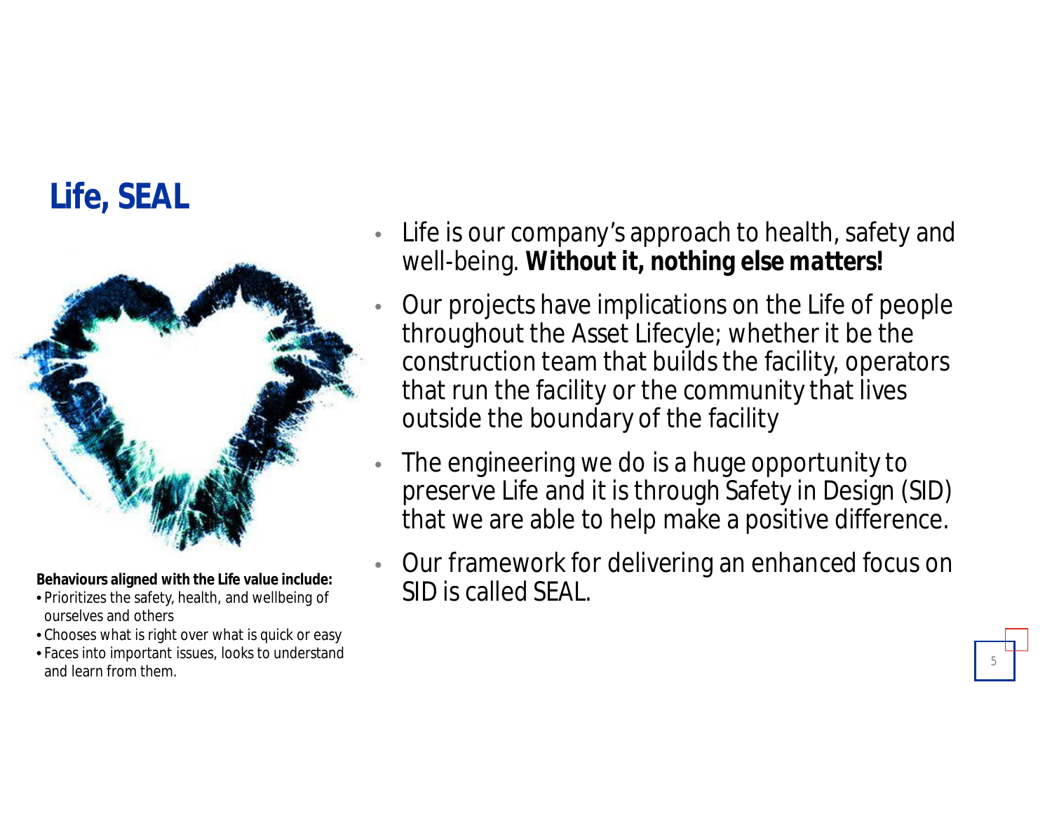# Life, SEAL

**Behaviours aligned with the Life value include:**

- Prioritizes the safety, health, and wellbeing of ourselves and others
- Chooses what is right over what is quick or easy
- Faces into important issues, looks to understand and learn from them.

- Life is our company's approach to health, safety and well-being. ***Without it, nothing else matters!***
- Our projects have implications on the Life of people throughout the Asset Lifecyle; whether it be the construction team that builds the facility, operators that run the facility or the community that lives outside the boundary of the facility
- The engineering we do is a huge opportunity to preserve Life and it is through Safety in Design (SID) that we are able to help make a positive difference.
- Our framework for delivering an enhanced focus on SID is called SEAL.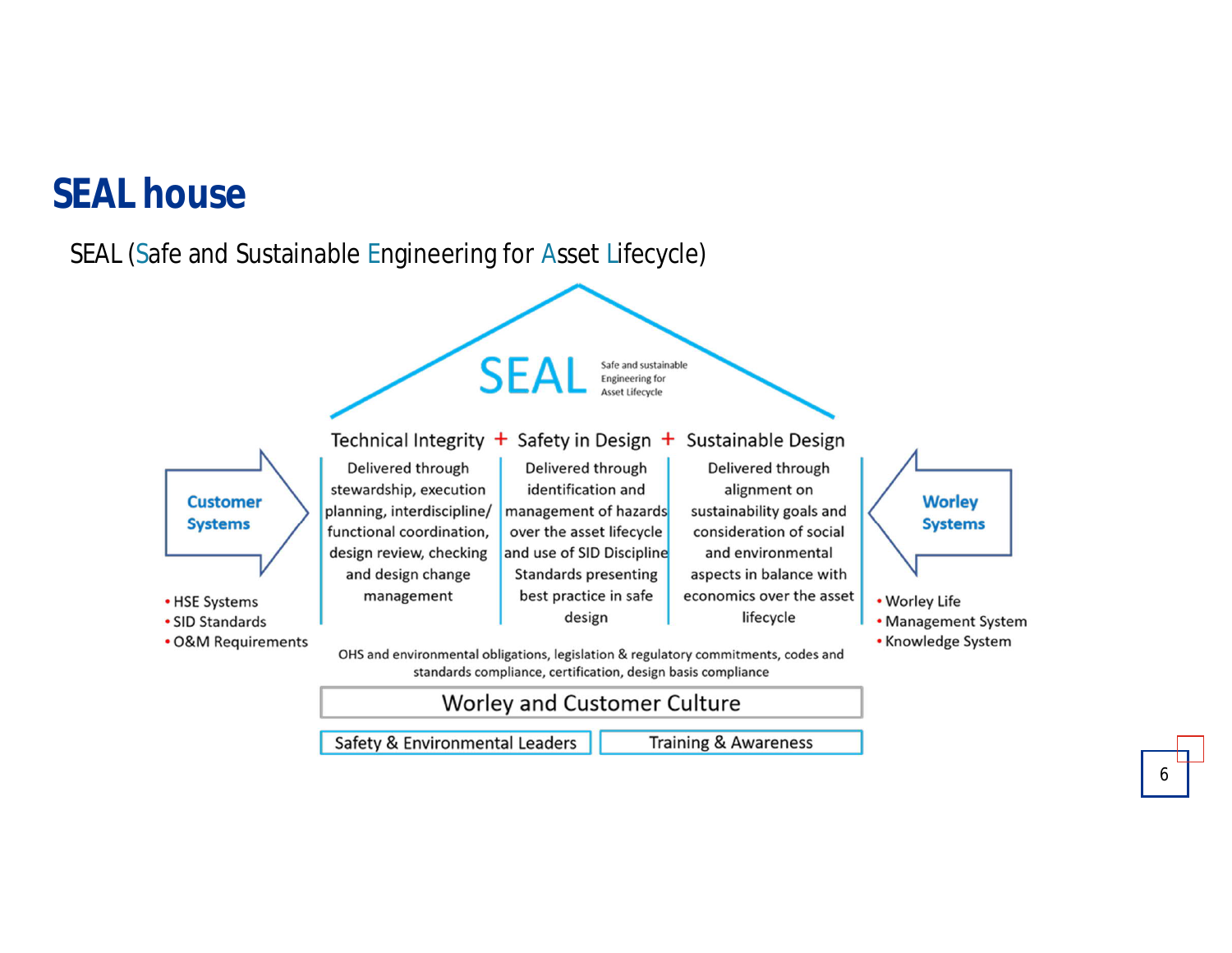# SEAL house

SEAL (Safe and Sustainable Engineering for Asset Lifecycle)

**SEAL** Safe and sustainable Engineering for Asset Lifecycle

**Technical Integrity + Safety in Design + Sustainable Design**

| Technical Integrity | Safety in Design | Sustainable Design |
|---|---|---|
| Delivered through stewardship, execution planning, interdiscipline/ functional coordination, design review, checking and design change management | Delivered through identification and management of hazards over the asset lifecycle and use of SID Discipline Standards presenting best practice in safe design | Delivered through alignment on sustainability goals and consideration of social and environmental aspects in balance with economics over the asset lifecycle |

**Customer Systems**

- HSE Systems
- SID Standards
- O&M Requirements

**Worley Systems**

- Worley Life
- Management System
- Knowledge System

OHS and environmental obligations, legislation & regulatory commitments, codes and standards compliance, certification, design basis compliance

Worley and Customer Culture

Safety & Environmental Leaders | Training & Awareness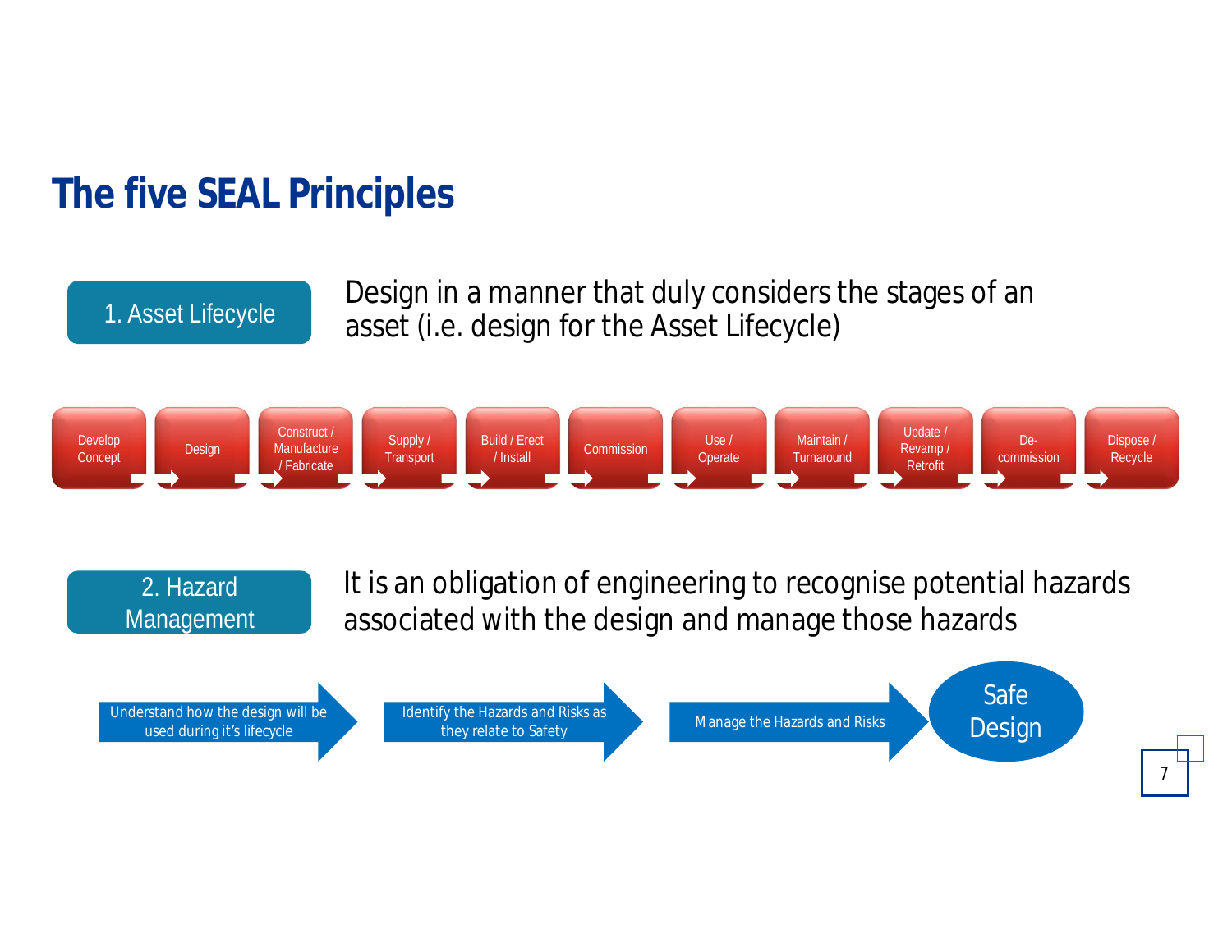# The five SEAL Principles

**1. Asset Lifecycle**

Design in a manner that duly considers the stages of an asset (i.e. design for the Asset Lifecycle)

Develop Concept → Design → Construct / Manufacture / Fabricate → Supply / Transport → Build / Erect / Install → Commission → Use / Operate → Maintain / Turnaround → Update / Revamp / Retrofit → De-commission → Dispose / Recycle

**2. Hazard Management**

It is an obligation of engineering to recognise potential hazards associated with the design and manage those hazards

Understand how the design will be used during it's lifecycle → Identify the Hazards and Risks as they relate to Safety → Manage the Hazards and Risks → Safe Design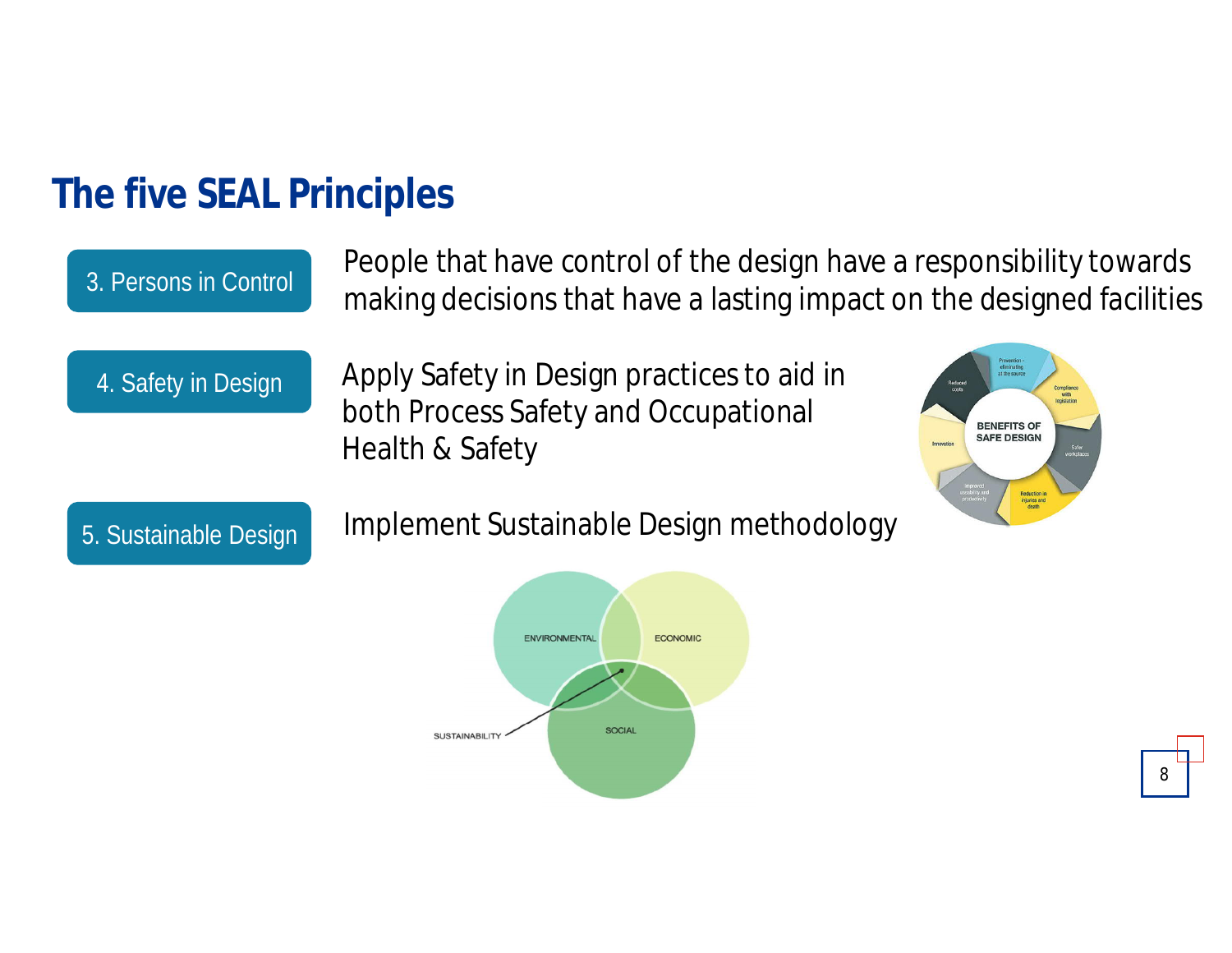## The five SEAL Principles

**3. Persons in Control**

People that have control of the design have a responsibility towards making decisions that have a lasting impact on the designed facilities

**4. Safety in Design**

Apply Safety in Design practices to aid in both Process Safety and Occupational Health & Safety

**5. Sustainable Design**

Implement Sustainable Design methodology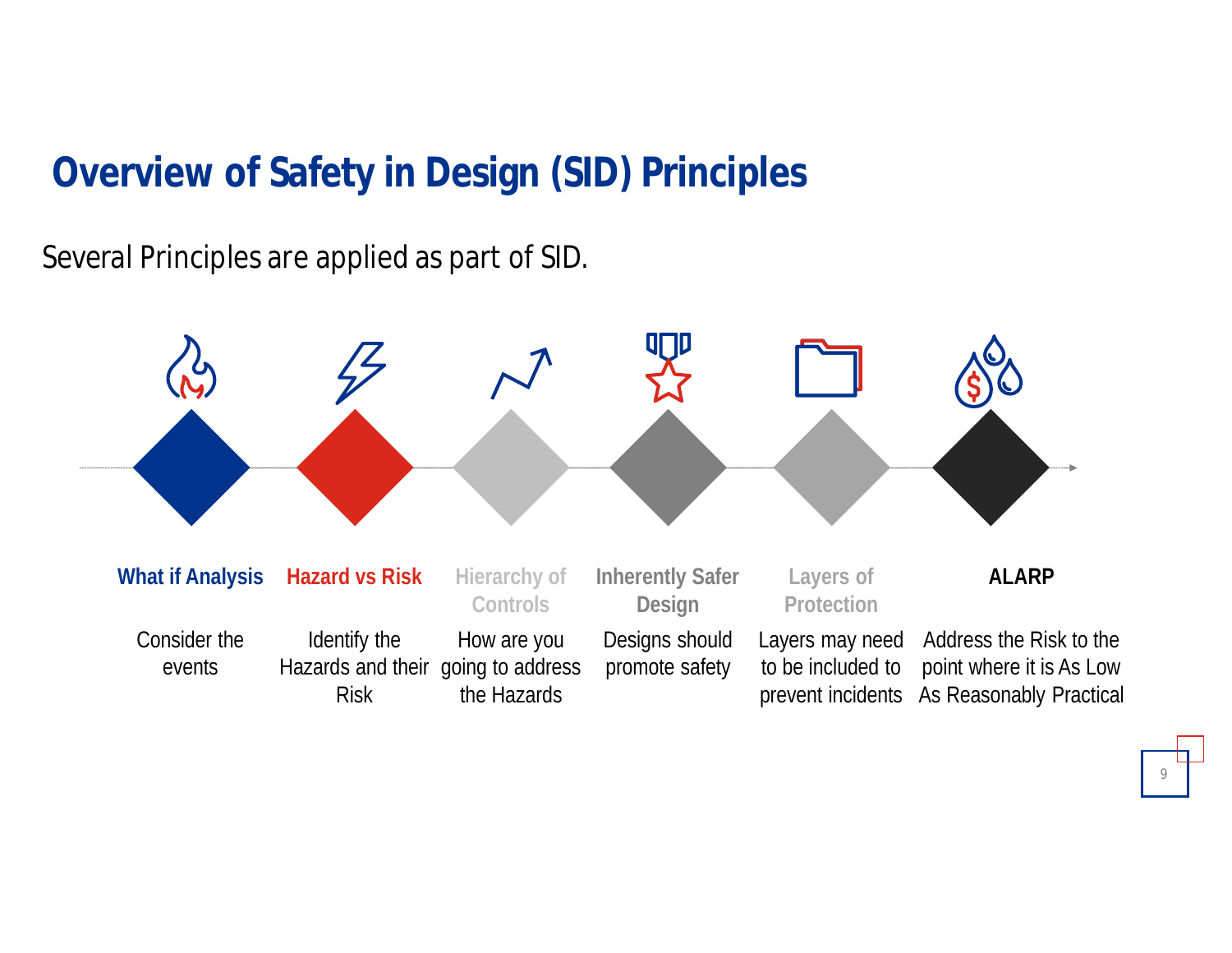# Overview of Safety in Design (SID) Principles

Several Principles are applied as part of SID.

**What if Analysis**

Consider the events

**Hazard vs Risk**

Identify the Hazards and their Risk

**Hierarchy of Controls**

How are you going to address the Hazards

**Inherently Safer Design**

Designs should promote safety

**Layers of Protection**

Layers may need to be included to prevent incidents

**ALARP**

Address the Risk to the point where it is As Low As Reasonably Practical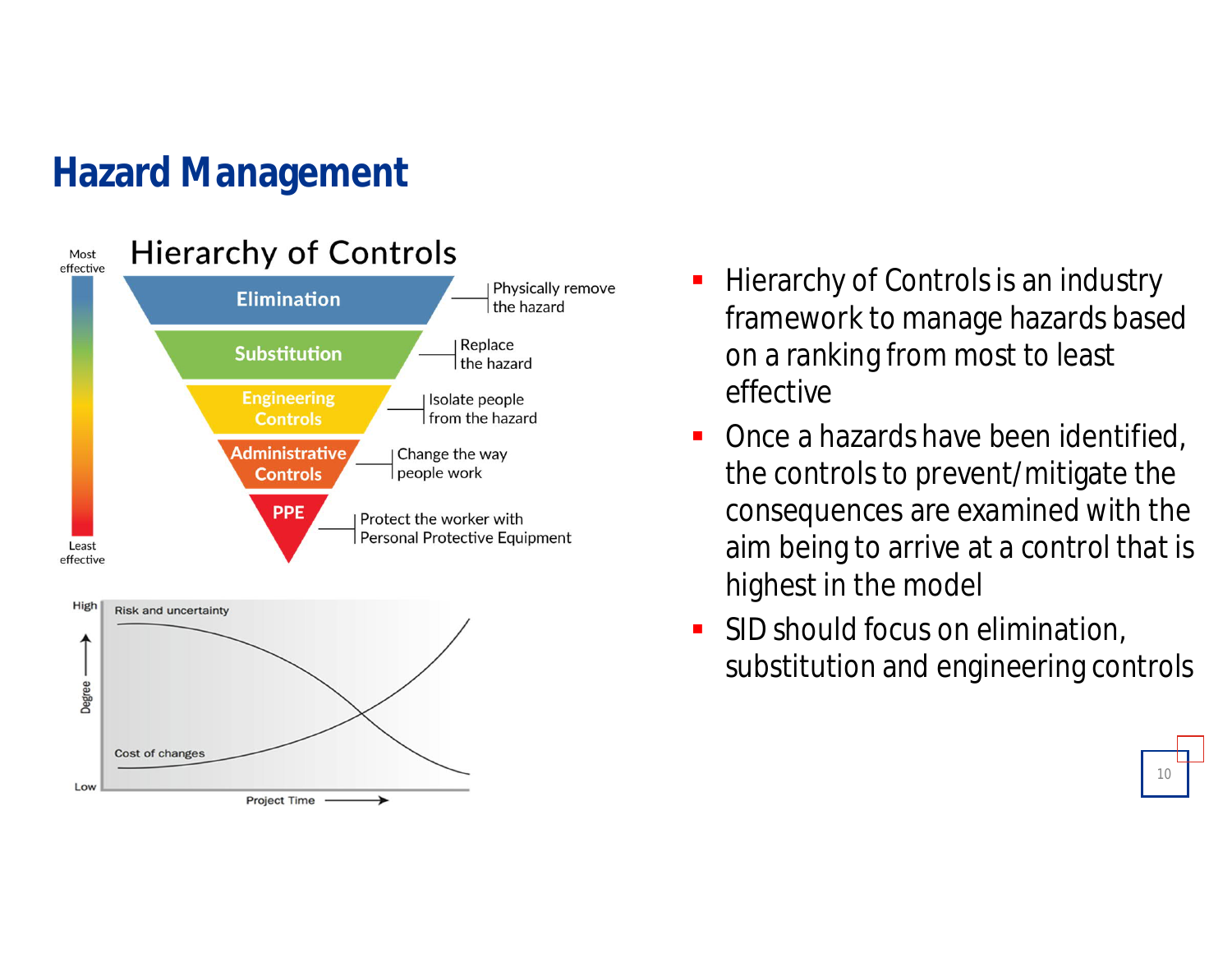# Hazard Management

## Hierarchy of Controls

Most effective

- **Elimination** — Physically remove the hazard
- **Substitution** — Replace the hazard
- **Engineering Controls** — Isolate people from the hazard
- **Administrative Controls** — Change the way people work
- **PPE** — Protect the worker with Personal Protective Equipment

Least effective

Risk and uncertainty / Cost of changes (Degree: High – Low; Project Time)

- Hierarchy of Controls is an industry framework to manage hazards based on a ranking from most to least effective
- Once a hazards have been identified, the controls to prevent/mitigate the consequences are examined with the aim being to arrive at a control that is highest in the model
- SID should focus on elimination, substitution and engineering controls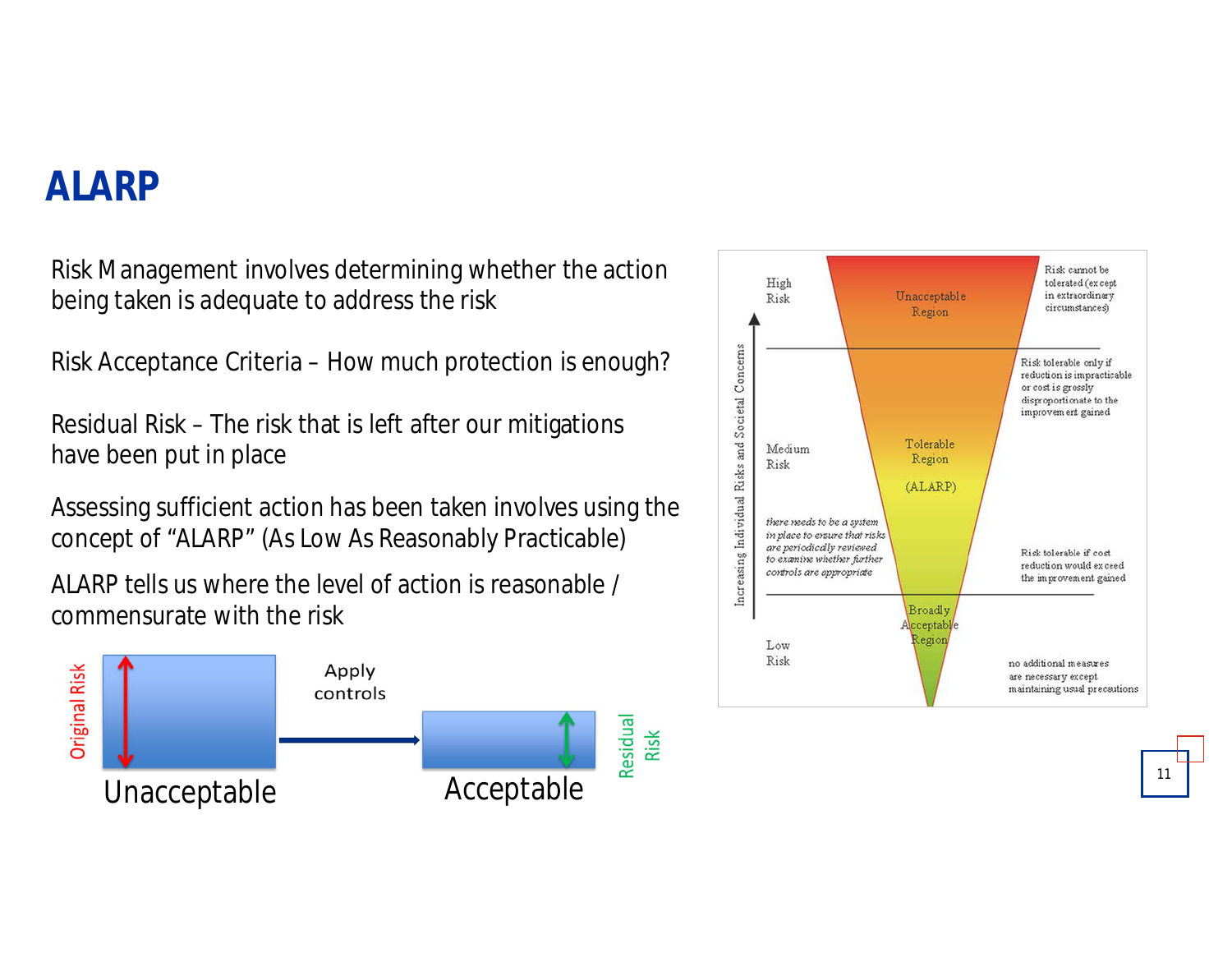## ALARP

Risk Management involves determining whether the action being taken is adequate to address the risk

Risk Acceptance Criteria – How much protection is enough?

Residual Risk – The risk that is left after our mitigations have been put in place

Assessing sufficient action has been taken involves using the concept of "ALARP" (As Low As Reasonably Practicable)

ALARP tells us where the level of action is reasonable / commensurate with the risk

Original Risk — Unacceptable → Apply controls → Acceptable — Residual Risk

| Risk level | Region | Description |
| --- | --- | --- |
| High Risk | Unacceptable Region | Risk cannot be tolerated (except in extraordinary circumstances) |
| Medium Risk | Tolerable Region (ALARP) | Risk tolerable only if reduction is impracticable or cost is grossly disproportionate to the improvement gained; Risk tolerable if cost reduction would exceed the improvement gained |
| Low Risk | Broadly Acceptable Region | no additional measures are necessary except maintaining usual precautions |

Increasing Individual Risks and Societal Concerns

*there needs to be a system in place to ensure that risks are periodically reviewed to examine whether further controls are appropriate*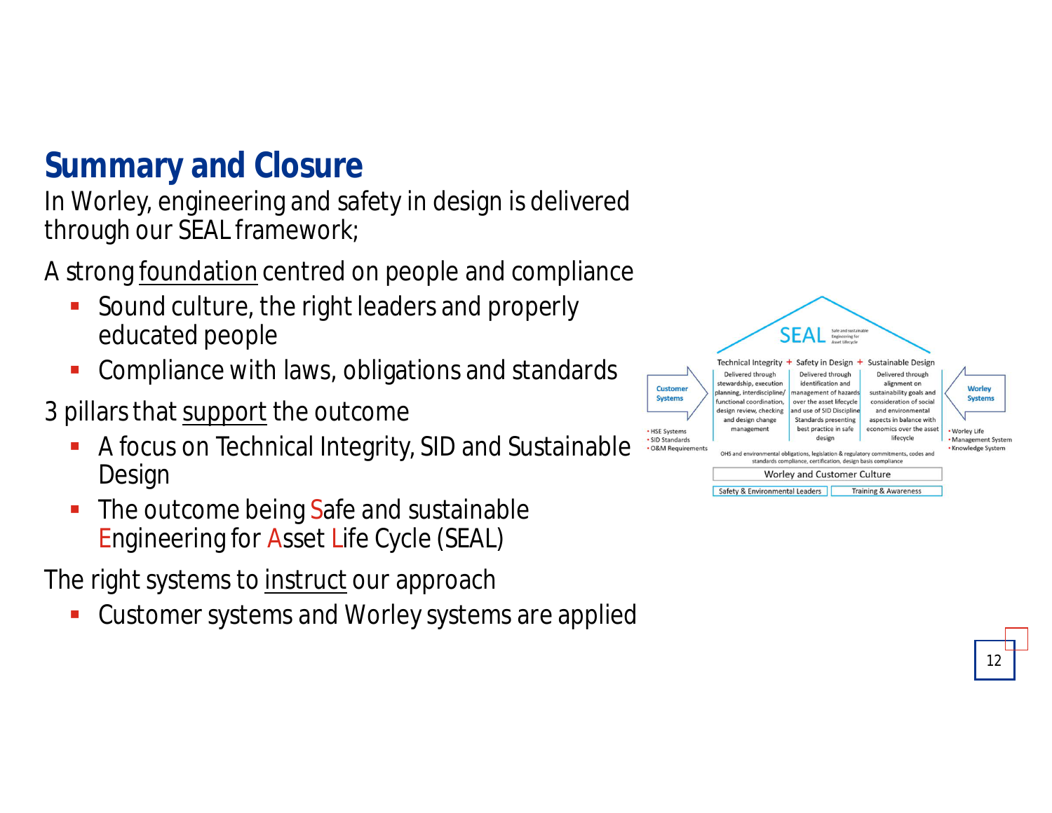## Summary and Closure

In Worley, engineering and safety in design is delivered through our SEAL framework;

A strong foundation centred on people and compliance

- Sound culture, the right leaders and properly educated people
- Compliance with laws, obligations and standards

3 pillars that support the outcome

- A focus on Technical Integrity, SID and Sustainable Design
- The outcome being Safe and sustainable Engineering for Asset Life Cycle (SEAL)

The right systems to instruct our approach

- Customer systems and Worley systems are applied

SEAL Safe and sustainable Engineering for Asset Lifecycle

| Technical Integrity + | Safety in Design + | Sustainable Design |
|---|---|---|
| Delivered through stewardship, execution planning, interdiscipline/functional coordination, design review, checking and design change management | Delivered through identification and management of hazards over the asset lifecycle and use of SID Discipline Standards presenting best practice in safe design | Delivered through alignment on sustainability goals and consideration of social and environmental aspects in balance with economics over the asset lifecycle |

Customer Systems
- HSE Systems
- SID Standards
- O&M Requirements

Worley Systems
- Worley Life
- Management System
- Knowledge System

OHS and environmental obligations, legislation & regulatory commitments, codes and standards compliance, certification, design basis compliance

Worley and Customer Culture

Safety & Environmental Leaders | Training & Awareness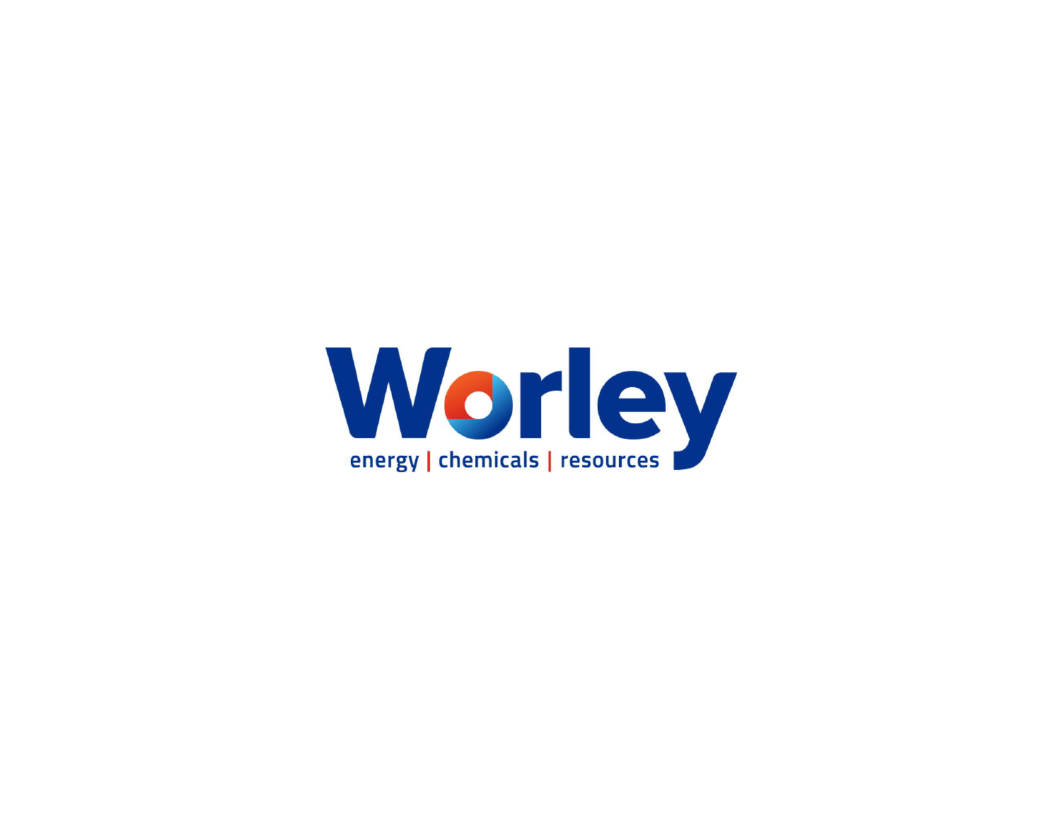Worley

energy | chemicals | resources